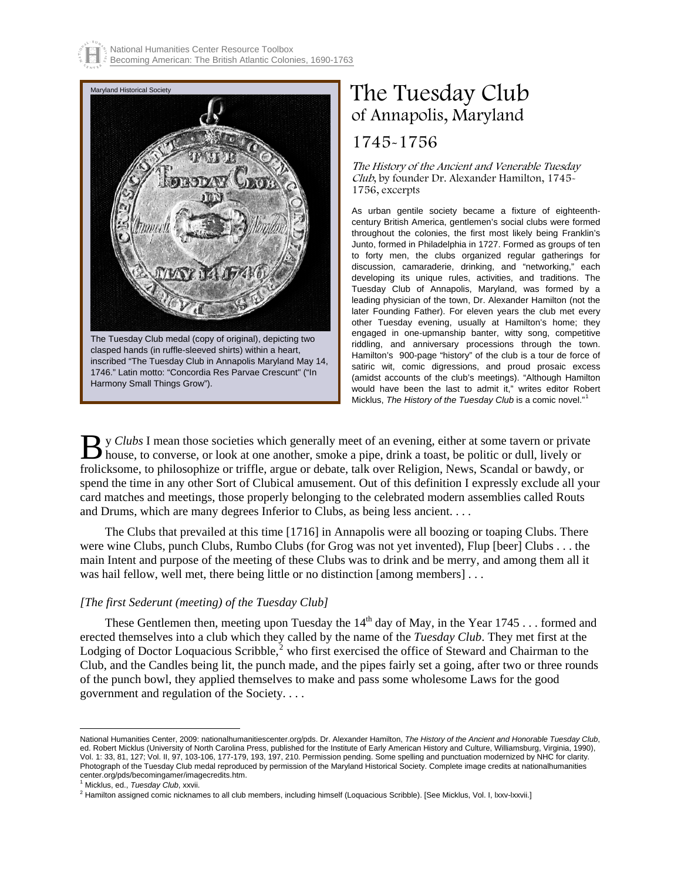Maryland Historical Society

The Tuesday Club medal (copy of original), depicting two clasped hands (in ruffle-sleeved shirts) within a heart, inscribed "The Tuesday Club in Annapolis Maryland May 14, 1746." Latin motto: "Concordia Res Parvae Crescunt" ("In Harmony Small Things Grow").

# The Tuesday Club of Annapolis, Maryland

## 1745-1756

*The History of the Ancient and Venerable Tuesday Club*, by founder Dr. Alexander Hamilton, 1745-1756, excerpts

As urban gentile society became a fixture of eighteenth-century British America, gentlemen's social clubs were formed throughout the colonies, the first most likely being Franklin's Junto, formed in Philadelphia in 1727. Formed as groups of ten to forty men, the clubs organized regular gatherings for discussion, camaraderie, drinking, and "networking," each developing its unique rules, activities, and traditions. The Tuesday Club of Annapolis, Maryland, was formed by a leading physician of the town, Dr. Alexander Hamilton (not the later Founding Father). For eleven years the club met every other Tuesday evening, usually at Hamilton's home; they engaged in one-upmanship banter, witty song, competitive riddling, and anniversary processions through the town. Hamilton's 900-page "history" of the club is a tour de force of satiric wit, comic digressions, and proud prosaic excess (amidst accounts of the club's meetings). "Although Hamilton would have been the last to admit it," writes editor Robert Micklus, *The History of the Tuesday Club* is a comic novel."[1]

By *Clubs* I mean those societies which generally meet of an evening, either at some tavern or private house, to converse, or look at one another, smoke a pipe, drink a toast, be politic or dull, lively or frolicksome, to philosophize or triffle, argue or debate, talk over Religion, News, Scandal or bawdy, or spend the time in any other Sort of Clubical amusement. Out of this definition I expressly exclude all your card matches and meetings, those properly belonging to the celebrated modern assemblies called Routs and Drums, which are many degrees Inferior to Clubs, as being less ancient. . . .

The Clubs that prevailed at this time [1716] in Annapolis were all boozing or toaping Clubs. There were wine Clubs, punch Clubs, Rumbo Clubs (for Grog was not yet invented), Flup [beer] Clubs . . . the main Intent and purpose of the meeting of these Clubs was to drink and be merry, and among them all it was hail fellow, well met, there being little or no distinction [among members] . . .

*[The first Sederunt (meeting) of the Tuesday Club]*

These Gentlemen then, meeting upon Tuesday the 14th day of May, in the Year 1745 . . . formed and erected themselves into a club which they called by the name of the *Tuesday Club*. They met first at the Lodging of Doctor Loquacious Scribble,[2] who first exercised the office of Steward and Chairman to the Club, and the Candles being lit, the punch made, and the pipes fairly set a going, after two or three rounds of the punch bowl, they applied themselves to make and pass some wholesome Laws for the good government and regulation of the Society. . . .

---

National Humanities Center, 2009: nationalhumanitiescenter.org/pds. Dr. Alexander Hamilton, *The History of the Ancient and Honorable Tuesday Club*, ed. Robert Micklus (University of North Carolina Press, published for the Institute of Early American History and Culture, Williamsburg, Virginia, 1990), Vol. 1: 33, 81, 127; Vol. II, 97, 103-106, 177-179, 193, 197, 210. Permission pending. Some spelling and punctuation modernized by NHC for clarity. Photograph of the Tuesday Club medal reproduced by permission of the Maryland Historical Society. Complete image credits at nationalhumanities center.org/pds/becomingamer/imagecredits.htm.

[1] Micklus, ed., *Tuesday Club*, xxvii.

[2] Hamilton assigned comic nicknames to all club members, including himself (Loquacious Scribble). [See Micklus, Vol. I, lxxv-lxxvii.]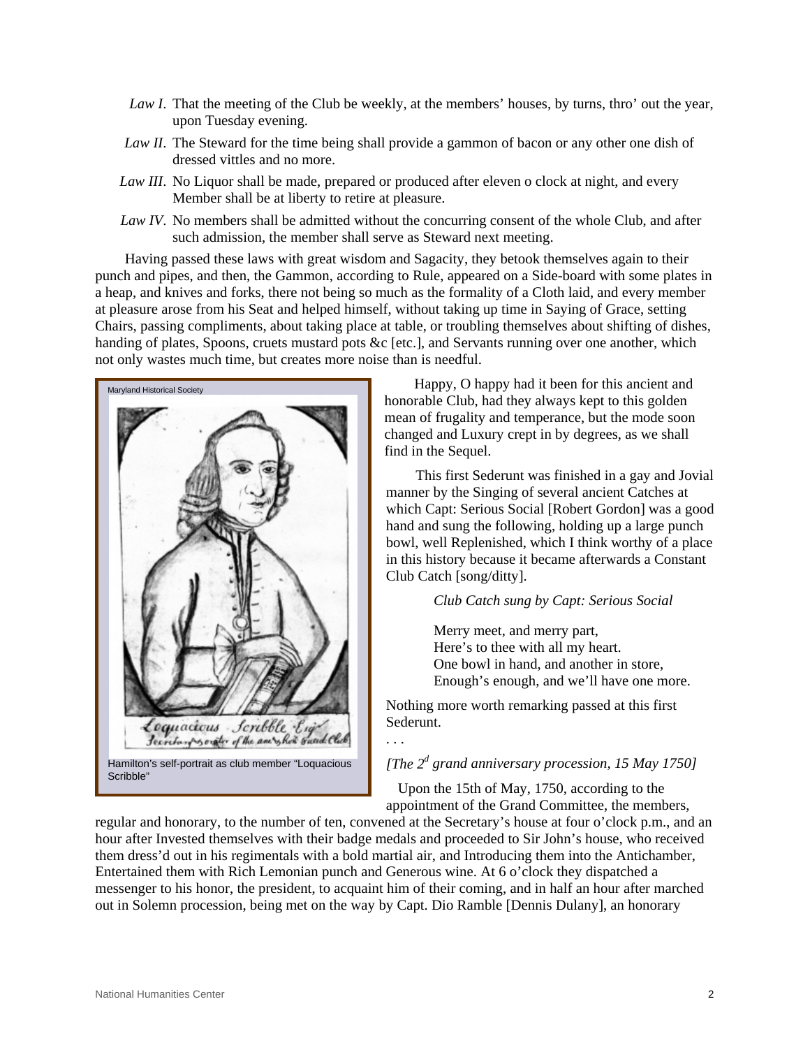*Law I*. That the meeting of the Club be weekly, at the members' houses, by turns, thro' out the year, upon Tuesday evening.

*Law II*. The Steward for the time being shall provide a gammon of bacon or any other one dish of dressed vittles and no more.

*Law III*. No Liquor shall be made, prepared or produced after eleven o clock at night, and every Member shall be at liberty to retire at pleasure.

*Law IV*. No members shall be admitted without the concurring consent of the whole Club, and after such admission, the member shall serve as Steward next meeting.

Having passed these laws with great wisdom and Sagacity, they betook themselves again to their punch and pipes, and then, the Gammon, according to Rule, appeared on a Side-board with some plates in a heap, and knives and forks, there not being so much as the formality of a Cloth laid, and every member at pleasure arose from his Seat and helped himself, without taking up time in Saying of Grace, setting Chairs, passing compliments, about taking place at table, or troubling themselves about shifting of dishes, handing of plates, Spoons, cruets mustard pots &c [etc.], and Servants running over one another, which not only wastes much time, but creates more noise than is needful.

Maryland Historical Society

Hamilton's self-portrait as club member "Loquacious Scribble"

Happy, O happy had it been for this ancient and honorable Club, had they always kept to this golden mean of frugality and temperance, but the mode soon changed and Luxury crept in by degrees, as we shall find in the Sequel.

This first Sederunt was finished in a gay and Jovial manner by the Singing of several ancient Catches at which Capt: Serious Social [Robert Gordon] was a good hand and sung the following, holding up a large punch bowl, well Replenished, which I think worthy of a place in this history because it became afterwards a Constant Club Catch [song/ditty].

*Club Catch sung by Capt: Serious Social*

Merry meet, and merry part,  
Here's to thee with all my heart.  
One bowl in hand, and another in store,  
Enough's enough, and we'll have one more.

Nothing more worth remarking passed at this first Sederunt.

. . .

*[The 2[d] grand anniversary procession, 15 May 1750]*

Upon the 15th of May, 1750, according to the appointment of the Grand Committee, the members, regular and honorary, to the number of ten, convened at the Secretary's house at four o'clock p.m., and an hour after Invested themselves with their badge medals and proceeded to Sir John's house, who received them dress'd out in his regimentals with a bold martial air, and Introducing them into the Antichamber, Entertained them with Rich Lemonian punch and Generous wine. At 6 o'clock they dispatched a messenger to his honor, the president, to acquaint him of their coming, and in half an hour after marched out in Solemn procession, being met on the way by Capt. Dio Ramble [Dennis Dulany], an honorary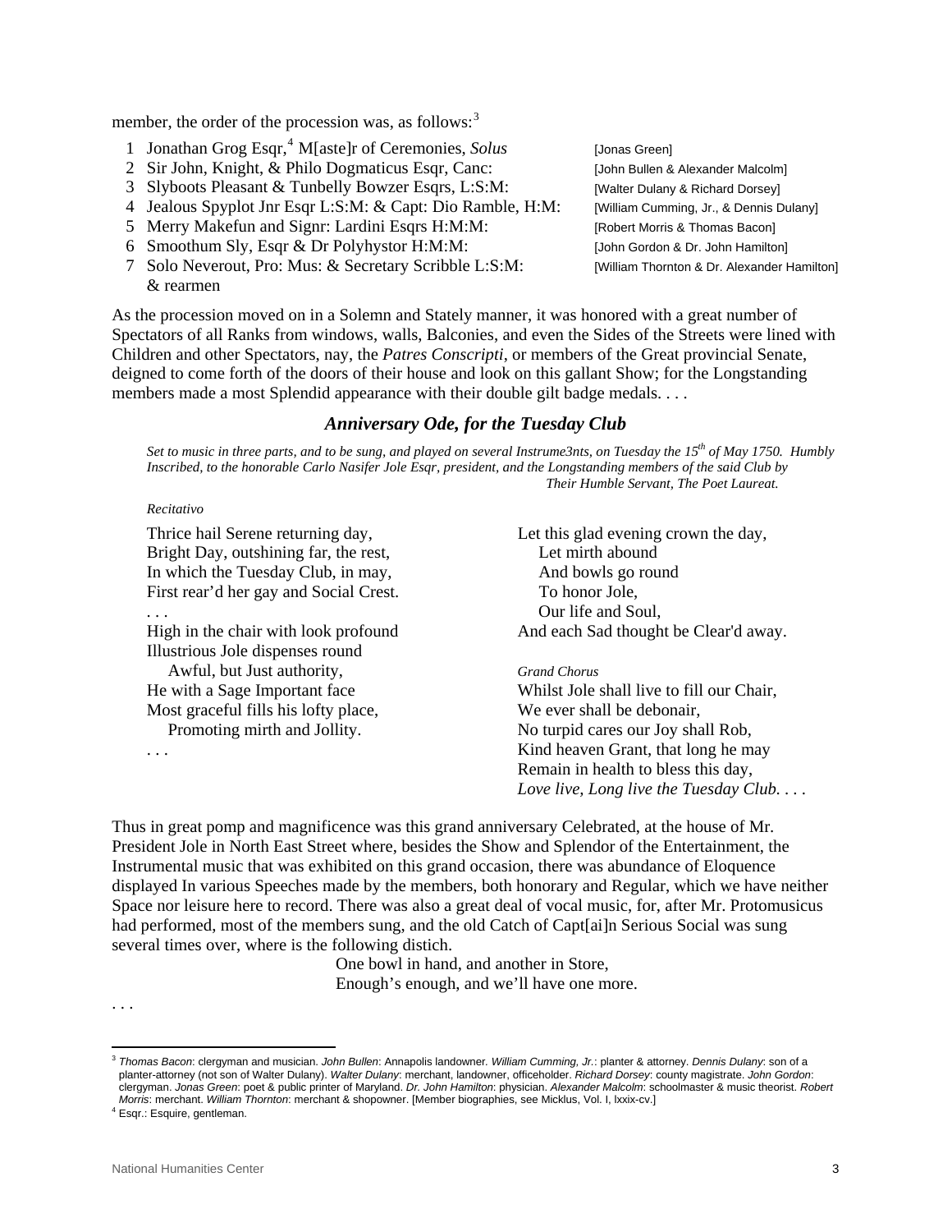member, the order of the procession was, as follows:[3]

1. Jonathan Grog Esqr,[4] M[aste]r of Ceremonies, *Solus* — [Jonas Green]
2. Sir John, Knight, & Philo Dogmaticus Esqr, Canc: — [John Bullen & Alexander Malcolm]
3. Slyboots Pleasant & Tunbelly Bowzer Esqrs, L:S:M: — [Walter Dulany & Richard Dorsey]
4. Jealous Spyplot Jnr Esqr L:S:M: & Capt: Dio Ramble, H:M: — [William Cumming, Jr., & Dennis Dulany]
5. Merry Makefun and Signr: Lardini Esqrs H:M:M: — [Robert Morris & Thomas Bacon]
6. Smoothum Sly, Esqr & Dr Polyhystor H:M:M: — [John Gordon & Dr. John Hamilton]
7. Solo Neverout, Pro: Mus: & Secretary Scribble L:S:M: — [William Thornton & Dr. Alexander Hamilton]
   & rearmen

As the procession moved on in a Solemn and Stately manner, it was honored with a great number of Spectators of all Ranks from windows, walls, Balconies, and even the Sides of the Streets were lined with Children and other Spectators, nay, the *Patres Conscripti*, or members of the Great provincial Senate, deigned to come forth of the doors of their house and look on this gallant Show; for the Longstanding members made a most Splendid appearance with their double gilt badge medals. . . .

## *Anniversary Ode, for the Tuesday Club*

*Set to music in three parts, and to be sung, and played on several Instrume3nts, on Tuesday the 15th of May 1750. Humbly Inscribed, to the honorable Carlo Nasifer Jole Esqr, president, and the Longstanding members of the said Club by*
*Their Humble Servant, The Poet Laureat.*

*Recitativo*

Thrice hail Serene returning day,
Bright Day, outshining far, the rest,
In which the Tuesday Club, in may,
First rear'd her gay and Social Crest.
. . .
High in the chair with look profound
Illustrious Jole dispenses round
  Awful, but Just authority,
He with a Sage Important face
Most graceful fills his lofty place,
  Promoting mirth and Jollity.
. . .

Let this glad evening crown the day,
  Let mirth abound
  And bowls go round
  To honor Jole,
  Our life and Soul,
And each Sad thought be Clear'd away.

*Grand Chorus*

Whilst Jole shall live to fill our Chair,
We ever shall be debonair,
No turpid cares our Joy shall Rob,
Kind heaven Grant, that long he may
Remain in health to bless this day,
*Love live, Long live the Tuesday Club. . . .*

Thus in great pomp and magnificence was this grand anniversary Celebrated, at the house of Mr. President Jole in North East Street where, besides the Show and Splendor of the Entertainment, the Instrumental music that was exhibited on this grand occasion, there was abundance of Eloquence displayed In various Speeches made by the members, both honorary and Regular, which we have neither Space nor leisure here to record. There was also a great deal of vocal music, for, after Mr. Protomusicus had performed, most of the members sung, and the old Catch of Capt[ai]n Serious Social was sung several times over, where is the following distich.

One bowl in hand, and another in Store,
Enough's enough, and we'll have one more.

. . .

---

[3] *Thomas Bacon*: clergyman and musician. *John Bullen*: Annapolis landowner. *William Cumming, Jr.*: planter & attorney. *Dennis Dulany*: son of a planter-attorney (not son of Walter Dulany). *Walter Dulany*: merchant, landowner, officeholder. *Richard Dorsey*: county magistrate. *John Gordon*: clergyman. *Jonas Green*: poet & public printer of Maryland. *Dr. John Hamilton*: physician. *Alexander Malcolm*: schoolmaster & music theorist. *Robert Morris*: merchant. *William Thornton*: merchant & shopowner. [Member biographies, see Micklus, Vol. I, lxxix-cv.]

[4] Esqr.: Esquire, gentleman.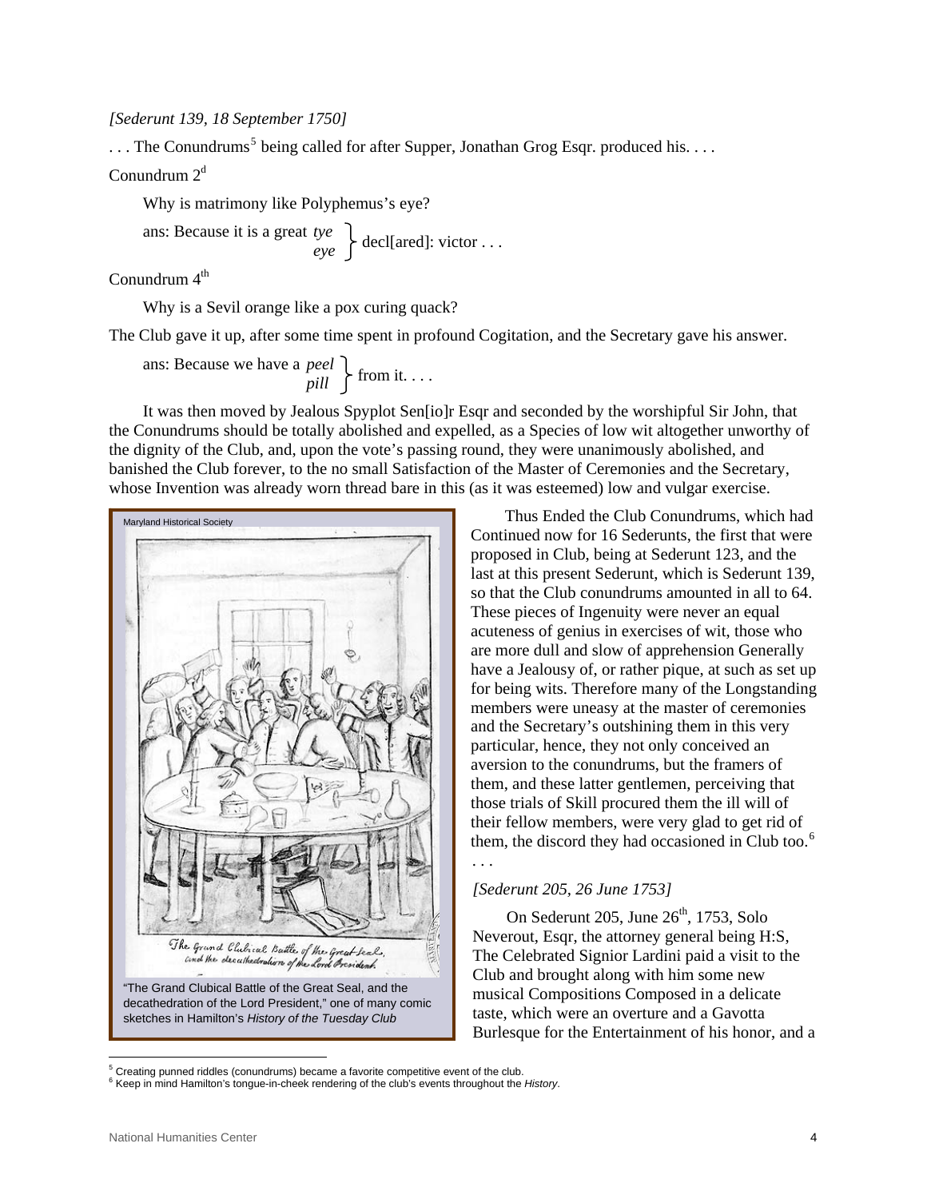*[Sederunt 139, 18 September 1750]*

. . . The Conundrums[5] being called for after Supper, Jonathan Grog Esqr. produced his. . . .

Conundrum 2[d]

Why is matrimony like Polyphemus's eye?

ans: Because it is a great *tye* / *eye* } decl[ared]: victor . . .

Conundrum 4[th]

Why is a Sevil orange like a pox curing quack?

The Club gave it up, after some time spent in profound Cogitation, and the Secretary gave his answer.

ans: Because we have a *peel* / *pill* } from it. . . .

It was then moved by Jealous Spyplot Sen[io]r Esqr and seconded by the worshipful Sir John, that the Conundrums should be totally abolished and expelled, as a Species of low wit altogether unworthy of the dignity of the Club, and, upon the vote's passing round, they were unanimously abolished, and banished the Club forever, to the no small Satisfaction of the Master of Ceremonies and the Secretary, whose Invention was already worn thread bare in this (as it was esteemed) low and vulgar exercise.

Maryland Historical Society

"The Grand Clubical Battle of the Great Seal, and the decathedration of the Lord President," one of many comic sketches in Hamilton's *History of the Tuesday Club*

Thus Ended the Club Conundrums, which had Continued now for 16 Sederunts, the first that were proposed in Club, being at Sederunt 123, and the last at this present Sederunt, which is Sederunt 139, so that the Club conundrums amounted in all to 64. These pieces of Ingenuity were never an equal acuteness of genius in exercises of wit, those who are more dull and slow of apprehension Generally have a Jealousy of, or rather pique, at such as set up for being wits. Therefore many of the Longstanding members were uneasy at the master of ceremonies and the Secretary's outshining them in this very particular, hence, they not only conceived an aversion to the conundrums, but the framers of them, and these latter gentlemen, perceiving that those trials of Skill procured them the ill will of their fellow members, were very glad to get rid of them, the discord they had occasioned in Club too.[6] . . .

*[Sederunt 205, 26 June 1753]*

On Sederunt 205, June 26[th], 1753, Solo Neverout, Esqr, the attorney general being H:S, The Celebrated Signior Lardini paid a visit to the Club and brought along with him some new musical Compositions Composed in a delicate taste, which were an overture and a Gavotta Burlesque for the Entertainment of his honor, and a

[5] Creating punned riddles (conundrums) became a favorite competitive event of the club.
[6] Keep in mind Hamilton's tongue-in-cheek rendering of the club's events throughout the *History*.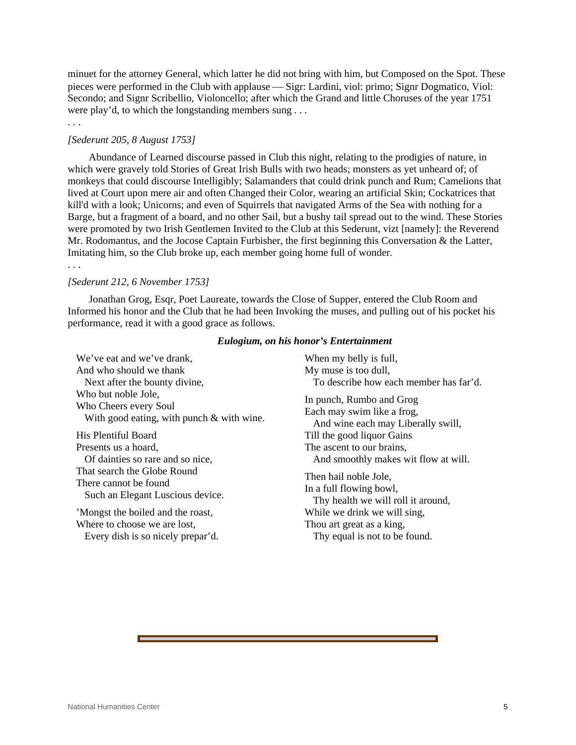minuet for the attorney General, which latter he did not bring with him, but Composed on the Spot. These pieces were performed in the Club with applause — Sigr: Lardini, viol: primo; Signr Dogmatico, Viol: Secondo; and Signr Scribellio, Violoncello; after which the Grand and little Choruses of the year 1751 were play'd, to which the longstanding members sung . . .

. . .

*[Sederunt 205, 8 August 1753]*

Abundance of Learned discourse passed in Club this night, relating to the prodigies of nature, in which were gravely told Stories of Great Irish Bulls with two heads; monsters as yet unheard of; of monkeys that could discourse Intelligibly; Salamanders that could drink punch and Rum; Camelions that lived at Court upon mere air and often Changed their Color, wearing an artificial Skin; Cockatrices that kill'd with a look; Unicorns; and even of Squirrels that navigated Arms of the Sea with nothing for a Barge, but a fragment of a board, and no other Sail, but a bushy tail spread out to the wind. These Stories were promoted by two Irish Gentlemen Invited to the Club at this Sederunt, vizt [namely]: the Reverend Mr. Rodomantus, and the Jocose Captain Furbisher, the first beginning this Conversation & the Latter, Imitating him, so the Club broke up, each member going home full of wonder.

. . .

*[Sederunt 212, 6 November 1753]*

Jonathan Grog, Esqr, Poet Laureate, towards the Close of Supper, entered the Club Room and Informed his honor and the Club that he had been Invoking the muses, and pulling out of his pocket his performance, read it with a good grace as follows.

***Eulogium, on his honor's Entertainment***

We've eat and we've drank,  
And who should we thank  
Next after the bounty divine,  
Who but noble Jole,  
Who Cheers every Soul  
With good eating, with punch & with wine.

His Plentiful Board  
Presents us a hoard,  
Of dainties so rare and so nice,  
That search the Globe Round  
There cannot be found  
Such an Elegant Luscious device.

'Mongst the boiled and the roast,  
Where to choose we are lost,  
Every dish is so nicely prepar'd.

When my belly is full,  
My muse is too dull,  
To describe how each member has far'd.

In punch, Rumbo and Grog  
Each may swim like a frog,  
And wine each may Liberally swill,  
Till the good liquor Gains  
The ascent to our brains,  
And smoothly makes wit flow at will.

Then hail noble Jole,  
In a full flowing bowl,  
Thy health we will roll it around,  
While we drink we will sing,  
Thou art great as a king,  
Thy equal is not to be found.